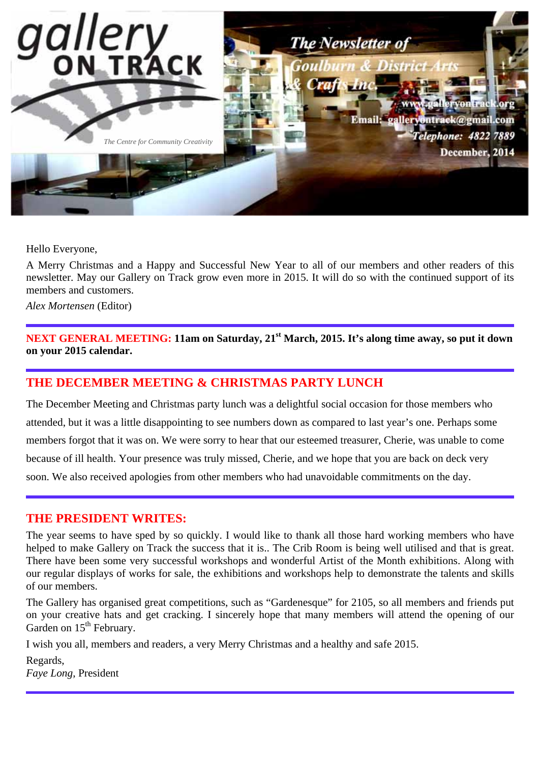# gallery ON TRACK

*The Centre for Community Creativity*

*The Newsletter of Goulburn & District Arts & Crafts Inc.*

www.galleryontrack.org
Email: galleryontrack@gmail.com
*Telephone: 4822 7889*
December, 2014

Hello Everyone,

A Merry Christmas and a Happy and Successful New Year to all of our members and other readers of this newsletter. May our Gallery on Track grow even more in 2015. It will do so with the continued support of its members and customers.

*Alex Mortensen* (Editor)

---

**NEXT GENERAL MEETING: 11am on Saturday, 21st March, 2015. It's along time away, so put it down on your 2015 calendar.**

---

## THE DECEMBER MEETING & CHRISTMAS PARTY LUNCH

The December Meeting and Christmas party lunch was a delightful social occasion for those members who attended, but it was a little disappointing to see numbers down as compared to last year's one. Perhaps some members forgot that it was on. We were sorry to hear that our esteemed treasurer, Cherie, was unable to come because of ill health. Your presence was truly missed, Cherie, and we hope that you are back on deck very soon. We also received apologies from other members who had unavoidable commitments on the day.

---

## THE PRESIDENT WRITES:

The year seems to have sped by so quickly. I would like to thank all those hard working members who have helped to make Gallery on Track the success that it is.. The Crib Room is being well utilised and that is great. There have been some very successful workshops and wonderful Artist of the Month exhibitions. Along with our regular displays of works for sale, the exhibitions and workshops help to demonstrate the talents and skills of our members.

The Gallery has organised great competitions, such as "Gardenesque" for 2105, so all members and friends put on your creative hats and get cracking. I sincerely hope that many members will attend the opening of our Garden on 15th February.

I wish you all, members and readers, a very Merry Christmas and a healthy and safe 2015.

Regards,
*Faye Long*, President

---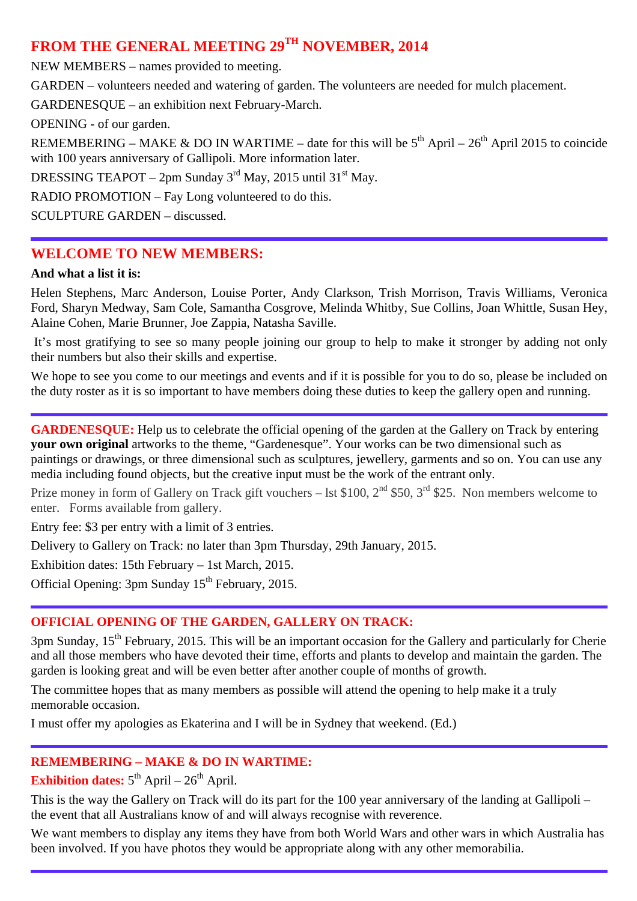## FROM THE GENERAL MEETING 29TH NOVEMBER, 2014

NEW MEMBERS – names provided to meeting.

GARDEN – volunteers needed and watering of garden. The volunteers are needed for mulch placement.

GARDENESQUE – an exhibition next February-March.

OPENING - of our garden.

REMEMBERING – MAKE & DO IN WARTIME – date for this will be 5th April – 26th April 2015 to coincide with 100 years anniversary of Gallipoli. More information later.

DRESSING TEAPOT – 2pm Sunday 3rd May, 2015 until 31st May.

RADIO PROMOTION – Fay Long volunteered to do this.

SCULPTURE GARDEN – discussed.

---

## WELCOME TO NEW MEMBERS:

**And what a list it is:**

Helen Stephens, Marc Anderson, Louise Porter, Andy Clarkson, Trish Morrison, Travis Williams, Veronica Ford, Sharyn Medway, Sam Cole, Samantha Cosgrove, Melinda Whitby, Sue Collins, Joan Whittle, Susan Hey, Alaine Cohen, Marie Brunner, Joe Zappia, Natasha Saville.

It's most gratifying to see so many people joining our group to help to make it stronger by adding not only their numbers but also their skills and expertise.

We hope to see you come to our meetings and events and if it is possible for you to do so, please be included on the duty roster as it is so important to have members doing these duties to keep the gallery open and running.

---

**GARDENESQUE:** Help us to celebrate the official opening of the garden at the Gallery on Track by entering **your own original** artworks to the theme, "Gardenesque". Your works can be two dimensional such as paintings or drawings, or three dimensional such as sculptures, jewellery, garments and so on. You can use any media including found objects, but the creative input must be the work of the entrant only.

Prize money in form of Gallery on Track gift vouchers – lst $100, 2nd $50, 3rd $25. Non members welcome to enter. Forms available from gallery.

Entry fee: $3 per entry with a limit of 3 entries.

Delivery to Gallery on Track: no later than 3pm Thursday, 29th January, 2015.

Exhibition dates: 15th February – 1st March, 2015.

Official Opening: 3pm Sunday 15th February, 2015.

---

## OFFICIAL OPENING OF THE GARDEN, GALLERY ON TRACK:

3pm Sunday, 15th February, 2015. This will be an important occasion for the Gallery and particularly for Cherie and all those members who have devoted their time, efforts and plants to develop and maintain the garden. The garden is looking great and will be even better after another couple of months of growth.

The committee hopes that as many members as possible will attend the opening to help make it a truly memorable occasion.

I must offer my apologies as Ekaterina and I will be in Sydney that weekend. (Ed.)

---

## REMEMBERING – MAKE & DO IN WARTIME:

**Exhibition dates:** 5th April – 26th April.

This is the way the Gallery on Track will do its part for the 100 year anniversary of the landing at Gallipoli – the event that all Australians know of and will always recognise with reverence.

We want members to display any items they have from both World Wars and other wars in which Australia has been involved. If you have photos they would be appropriate along with any other memorabilia.

---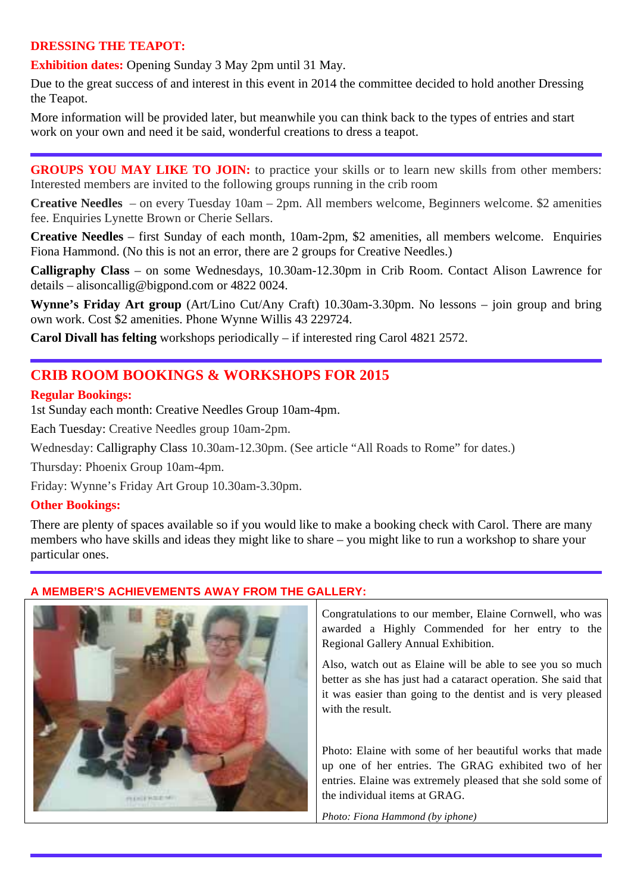**DRESSING THE TEAPOT:**

**Exhibition dates:** Opening Sunday 3 May 2pm until 31 May.

Due to the great success of and interest in this event in 2014 the committee decided to hold another Dressing the Teapot.

More information will be provided later, but meanwhile you can think back to the types of entries and start work on your own and need it be said, wonderful creations to dress a teapot.

---

**GROUPS YOU MAY LIKE TO JOIN:** to practice your skills or to learn new skills from other members: Interested members are invited to the following groups running in the crib room

**Creative Needles** – on every Tuesday 10am – 2pm. All members welcome, Beginners welcome. $2 amenities fee. Enquiries Lynette Brown or Cherie Sellars.

**Creative Needles** – first Sunday of each month, 10am-2pm, $2 amenities, all members welcome. Enquiries Fiona Hammond. (No this is not an error, there are 2 groups for Creative Needles.)

**Calligraphy Class** – on some Wednesdays, 10.30am-12.30pm in Crib Room. Contact Alison Lawrence for details – alisoncallig@bigpond.com or 4822 0024.

**Wynne's Friday Art group** (Art/Lino Cut/Any Craft) 10.30am-3.30pm. No lessons – join group and bring own work. Cost $2 amenities. Phone Wynne Willis 43 229724.

**Carol Divall has felting** workshops periodically – if interested ring Carol 4821 2572.

---

## CRIB ROOM BOOKINGS & WORKSHOPS FOR 2015

**Regular Bookings:**

1st Sunday each month: Creative Needles Group 10am-4pm.

Each Tuesday: Creative Needles group 10am-2pm.

Wednesday: Calligraphy Class 10.30am-12.30pm. (See article "All Roads to Rome" for dates.)

Thursday: Phoenix Group 10am-4pm.

Friday: Wynne's Friday Art Group 10.30am-3.30pm.

**Other Bookings:**

There are plenty of spaces available so if you would like to make a booking check with Carol. There are many members who have skills and ideas they might like to share – you might like to run a workshop to share your particular ones.

---

**A MEMBER'S ACHIEVEMENTS AWAY FROM THE GALLERY:**

Congratulations to our member, Elaine Cornwell, who was awarded a Highly Commended for her entry to the Regional Gallery Annual Exhibition.

Also, watch out as Elaine will be able to see you so much better as she has just had a cataract operation. She said that it was easier than going to the dentist and is very pleased with the result.

Photo: Elaine with some of her beautiful works that made up one of her entries. The GRAG exhibited two of her entries. Elaine was extremely pleased that she sold some of the individual items at GRAG.

*Photo: Fiona Hammond (by iphone)*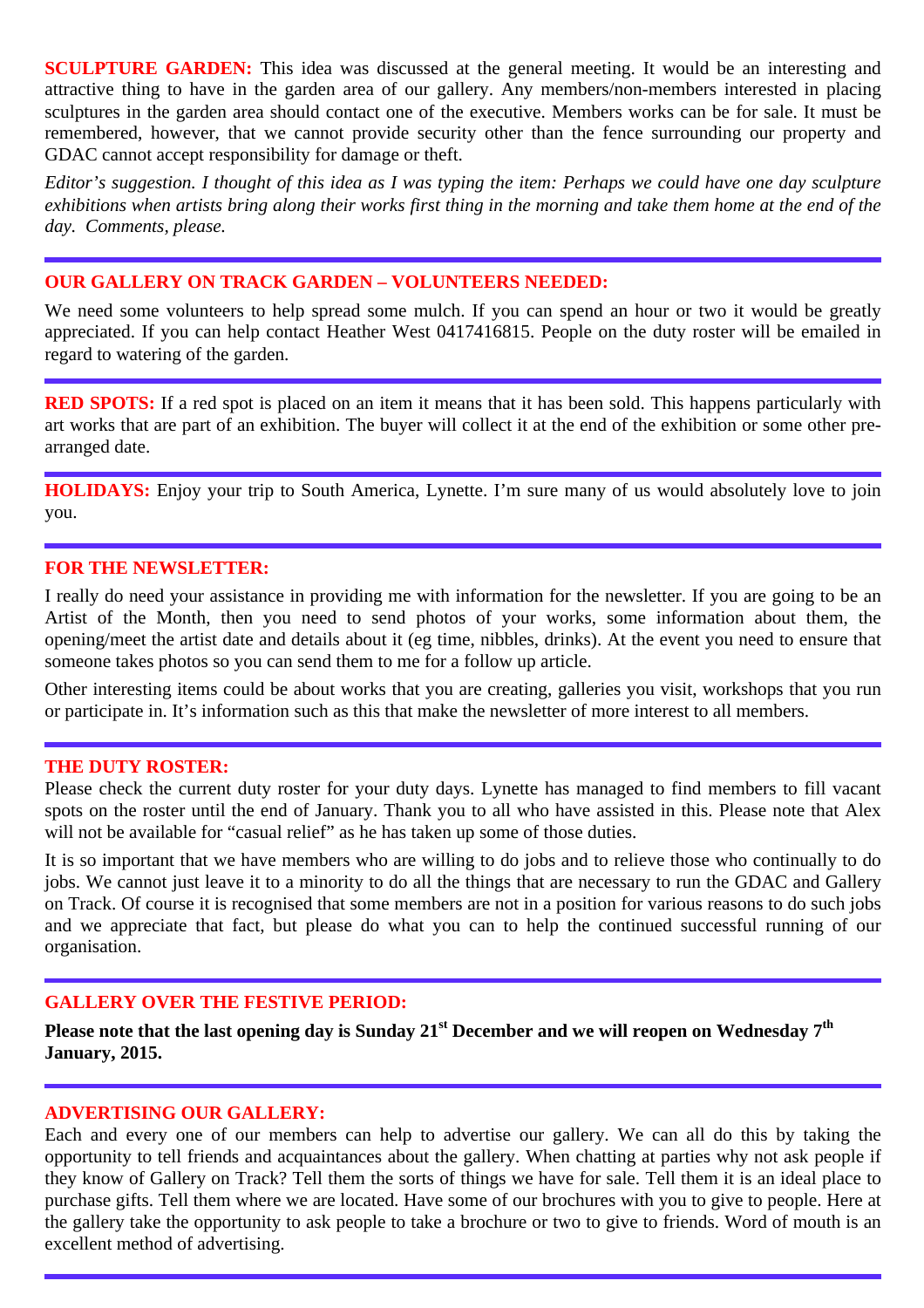**SCULPTURE GARDEN:** This idea was discussed at the general meeting. It would be an interesting and attractive thing to have in the garden area of our gallery. Any members/non-members interested in placing sculptures in the garden area should contact one of the executive. Members works can be for sale. It must be remembered, however, that we cannot provide security other than the fence surrounding our property and GDAC cannot accept responsibility for damage or theft.

*Editor's suggestion. I thought of this idea as I was typing the item: Perhaps we could have one day sculpture exhibitions when artists bring along their works first thing in the morning and take them home at the end of the day. Comments, please.*

---

**OUR GALLERY ON TRACK GARDEN – VOLUNTEERS NEEDED:**

We need some volunteers to help spread some mulch. If you can spend an hour or two it would be greatly appreciated. If you can help contact Heather West 0417416815. People on the duty roster will be emailed in regard to watering of the garden.

---

**RED SPOTS:** If a red spot is placed on an item it means that it has been sold. This happens particularly with art works that are part of an exhibition. The buyer will collect it at the end of the exhibition or some other pre-arranged date.

---

**HOLIDAYS:** Enjoy your trip to South America, Lynette. I'm sure many of us would absolutely love to join you.

---

**FOR THE NEWSLETTER:**

I really do need your assistance in providing me with information for the newsletter. If you are going to be an Artist of the Month, then you need to send photos of your works, some information about them, the opening/meet the artist date and details about it (eg time, nibbles, drinks). At the event you need to ensure that someone takes photos so you can send them to me for a follow up article.

Other interesting items could be about works that you are creating, galleries you visit, workshops that you run or participate in. It's information such as this that make the newsletter of more interest to all members.

---

**THE DUTY ROSTER:**

Please check the current duty roster for your duty days. Lynette has managed to find members to fill vacant spots on the roster until the end of January. Thank you to all who have assisted in this. Please note that Alex will not be available for "casual relief" as he has taken up some of those duties.

It is so important that we have members who are willing to do jobs and to relieve those who continually to do jobs. We cannot just leave it to a minority to do all the things that are necessary to run the GDAC and Gallery on Track. Of course it is recognised that some members are not in a position for various reasons to do such jobs and we appreciate that fact, but please do what you can to help the continued successful running of our organisation.

---

**GALLERY OVER THE FESTIVE PERIOD:**

**Please note that the last opening day is Sunday 21st December and we will reopen on Wednesday 7th January, 2015.**

---

**ADVERTISING OUR GALLERY:**

Each and every one of our members can help to advertise our gallery. We can all do this by taking the opportunity to tell friends and acquaintances about the gallery. When chatting at parties why not ask people if they know of Gallery on Track? Tell them the sorts of things we have for sale. Tell them it is an ideal place to purchase gifts. Tell them where we are located. Have some of our brochures with you to give to people. Here at the gallery take the opportunity to ask people to take a brochure or two to give to friends. Word of mouth is an excellent method of advertising.

---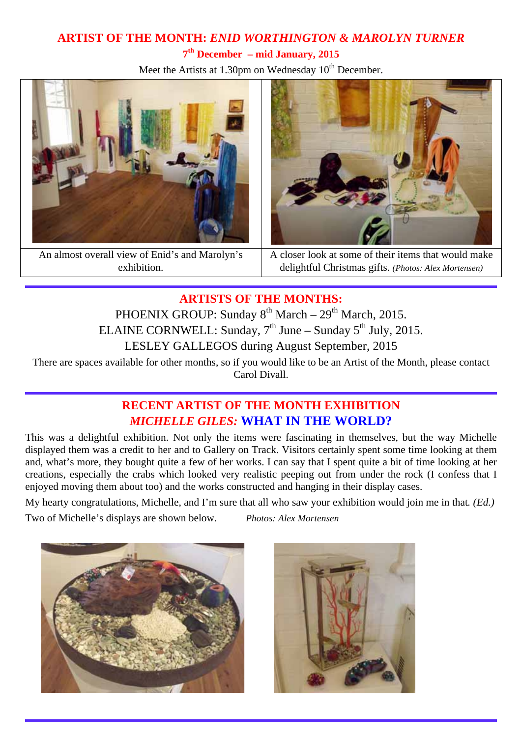## ARTIST OF THE MONTH: *ENID WORTHINGTON & MAROLYN TURNER*

**7th December – mid January, 2015**

Meet the Artists at 1.30pm on Wednesday 10th December.

| An almost overall view of Enid's and Marolyn's exhibition. | A closer look at some of their items that would make delightful Christmas gifts. *(Photos: Alex Mortensen)* |
|---|---|

## ARTISTS OF THE MONTHS:

PHOENIX GROUP: Sunday 8th March – 29th March, 2015.

ELAINE CORNWELL: Sunday, 7th June – Sunday 5th July, 2015.

LESLEY GALLEGOS during August September, 2015

There are spaces available for other months, so if you would like to be an Artist of the Month, please contact Carol Divall.

## RECENT ARTIST OF THE MONTH EXHIBITION
## *MICHELLE GILES:* WHAT IN THE WORLD?

This was a delightful exhibition. Not only the items were fascinating in themselves, but the way Michelle displayed them was a credit to her and to Gallery on Track. Visitors certainly spent some time looking at them and, what's more, they bought quite a few of her works. I can say that I spent quite a bit of time looking at her creations, especially the crabs which looked very realistic peeping out from under the rock (I confess that I enjoyed moving them about too) and the works constructed and hanging in their display cases.

My hearty congratulations, Michelle, and I'm sure that all who saw your exhibition would join me in that. *(Ed.)*

Two of Michelle's displays are shown below. *Photos: Alex Mortensen*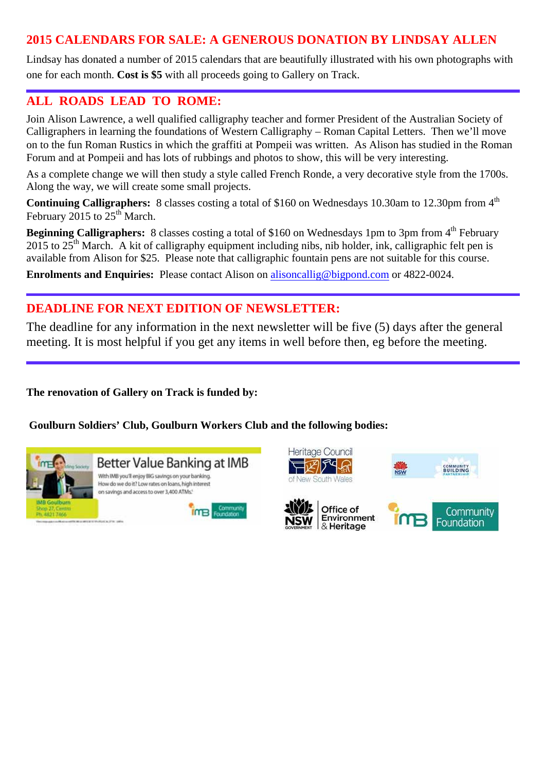## 2015 CALENDARS FOR SALE: A GENEROUS DONATION BY LINDSAY ALLEN

Lindsay has donated a number of 2015 calendars that are beautifully illustrated with his own photographs with one for each month. **Cost is $5** with all proceeds going to Gallery on Track.

## ALL ROADS LEAD TO ROME:

Join Alison Lawrence, a well qualified calligraphy teacher and former President of the Australian Society of Calligraphers in learning the foundations of Western Calligraphy – Roman Capital Letters. Then we'll move on to the fun Roman Rustics in which the graffiti at Pompeii was written. As Alison has studied in the Roman Forum and at Pompeii and has lots of rubbings and photos to show, this will be very interesting.

As a complete change we will then study a style called French Ronde, a very decorative style from the 1700s. Along the way, we will create some small projects.

**Continuing Calligraphers:** 8 classes costing a total of $160 on Wednesdays 10.30am to 12.30pm from 4th February 2015 to 25th March.

**Beginning Calligraphers:** 8 classes costing a total of $160 on Wednesdays 1pm to 3pm from 4th February 2015 to 25th March. A kit of calligraphy equipment including nibs, nib holder, ink, calligraphic felt pen is available from Alison for $25. Please note that calligraphic fountain pens are not suitable for this course.

**Enrolments and Enquiries:** Please contact Alison on alisoncallig@bigpond.com or 4822-0024.

## DEADLINE FOR NEXT EDITION OF NEWSLETTER:

The deadline for any information in the next newsletter will be five (5) days after the general meeting. It is most helpful if you get any items in well before then, eg before the meeting.

**The renovation of Gallery on Track is funded by:**

**Goulburn Soldiers' Club, Goulburn Workers Club and the following bodies:**

Better Value Banking at IMB

With IMB you'll enjoy BIG savings on your banking. How do we do it? Low rates on loans, high interest on savings and access to over 3,400 ATMs.

IMB Goulburn
Shop 27, Centro
Ph. 4821 7466

IMB Community Foundation

Heritage Council of New South Wales

NSW Community Building Partnership

NSW Government Office of Environment & Heritage

IMB Community Foundation